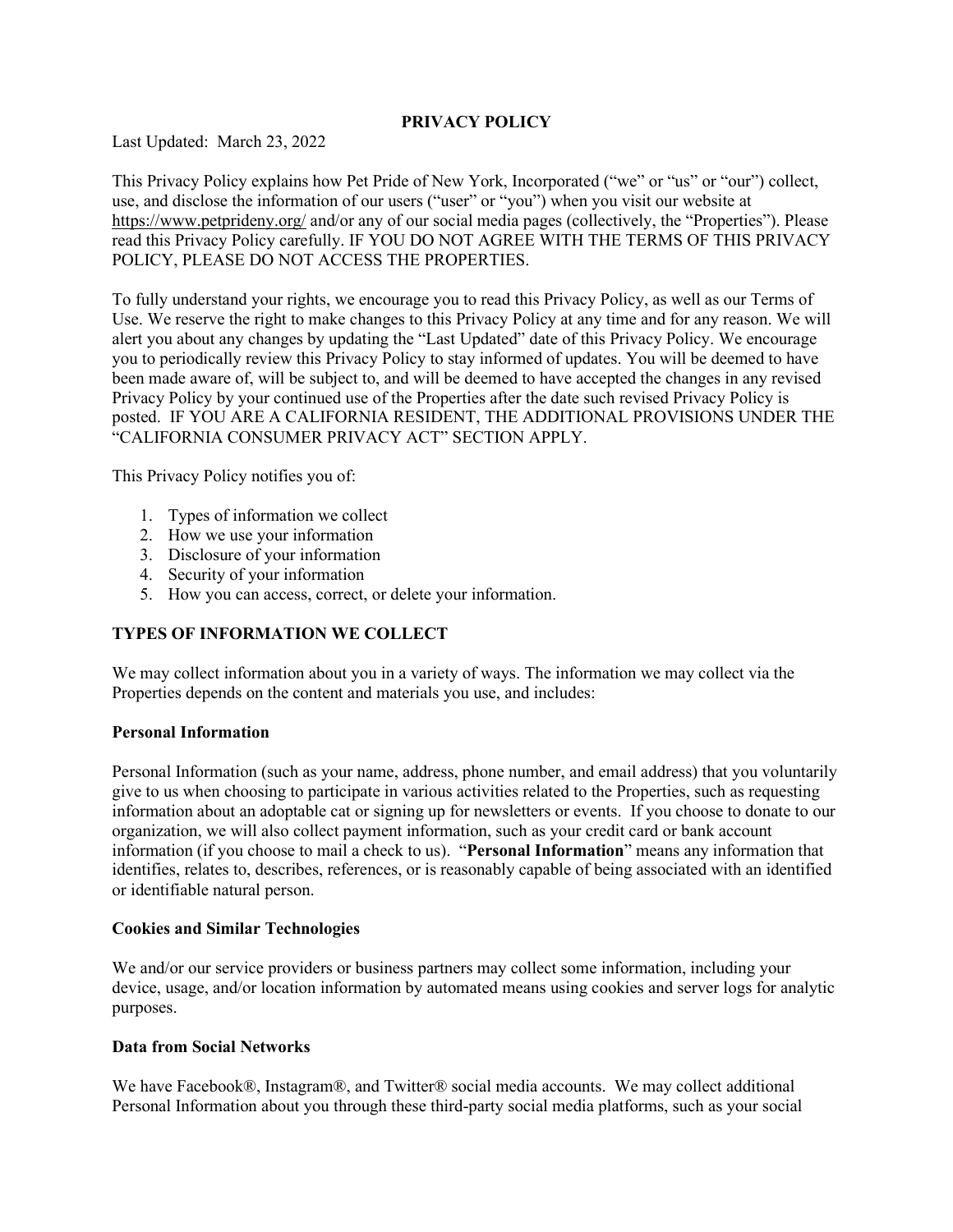# PRIVACY POLICY

Last Updated: March 23, 2022

This Privacy Policy explains how Pet Pride of New York, Incorporated ("we" or "us" or "our") collect, use, and disclose the information of our users ("user" or "you") when you visit our website at https://www.petprideny.org/ and/or any of our social media pages (collectively, the "Properties"). Please read this Privacy Policy carefully. IF YOU DO NOT AGREE WITH THE TERMS OF THIS PRIVACY POLICY, PLEASE DO NOT ACCESS THE PROPERTIES.

To fully understand your rights, we encourage you to read this Privacy Policy, as well as our Terms of Use. We reserve the right to make changes to this Privacy Policy at any time and for any reason. We will alert you about any changes by updating the "Last Updated" date of this Privacy Policy. We encourage you to periodically review this Privacy Policy to stay informed of updates. You will be deemed to have been made aware of, will be subject to, and will be deemed to have accepted the changes in any revised Privacy Policy by your continued use of the Properties after the date such revised Privacy Policy is posted. IF YOU ARE A CALIFORNIA RESIDENT, THE ADDITIONAL PROVISIONS UNDER THE "CALIFORNIA CONSUMER PRIVACY ACT" SECTION APPLY.

This Privacy Policy notifies you of:

1. Types of information we collect
2. How we use your information
3. Disclosure of your information
4. Security of your information
5. How you can access, correct, or delete your information.

## TYPES OF INFORMATION WE COLLECT

We may collect information about you in a variety of ways. The information we may collect via the Properties depends on the content and materials you use, and includes:

### Personal Information

Personal Information (such as your name, address, phone number, and email address) that you voluntarily give to us when choosing to participate in various activities related to the Properties, such as requesting information about an adoptable cat or signing up for newsletters or events. If you choose to donate to our organization, we will also collect payment information, such as your credit card or bank account information (if you choose to mail a check to us). "**Personal Information**" means any information that identifies, relates to, describes, references, or is reasonably capable of being associated with an identified or identifiable natural person.

### Cookies and Similar Technologies

We and/or our service providers or business partners may collect some information, including your device, usage, and/or location information by automated means using cookies and server logs for analytic purposes.

### Data from Social Networks

We have Facebook®, Instagram®, and Twitter® social media accounts. We may collect additional Personal Information about you through these third-party social media platforms, such as your social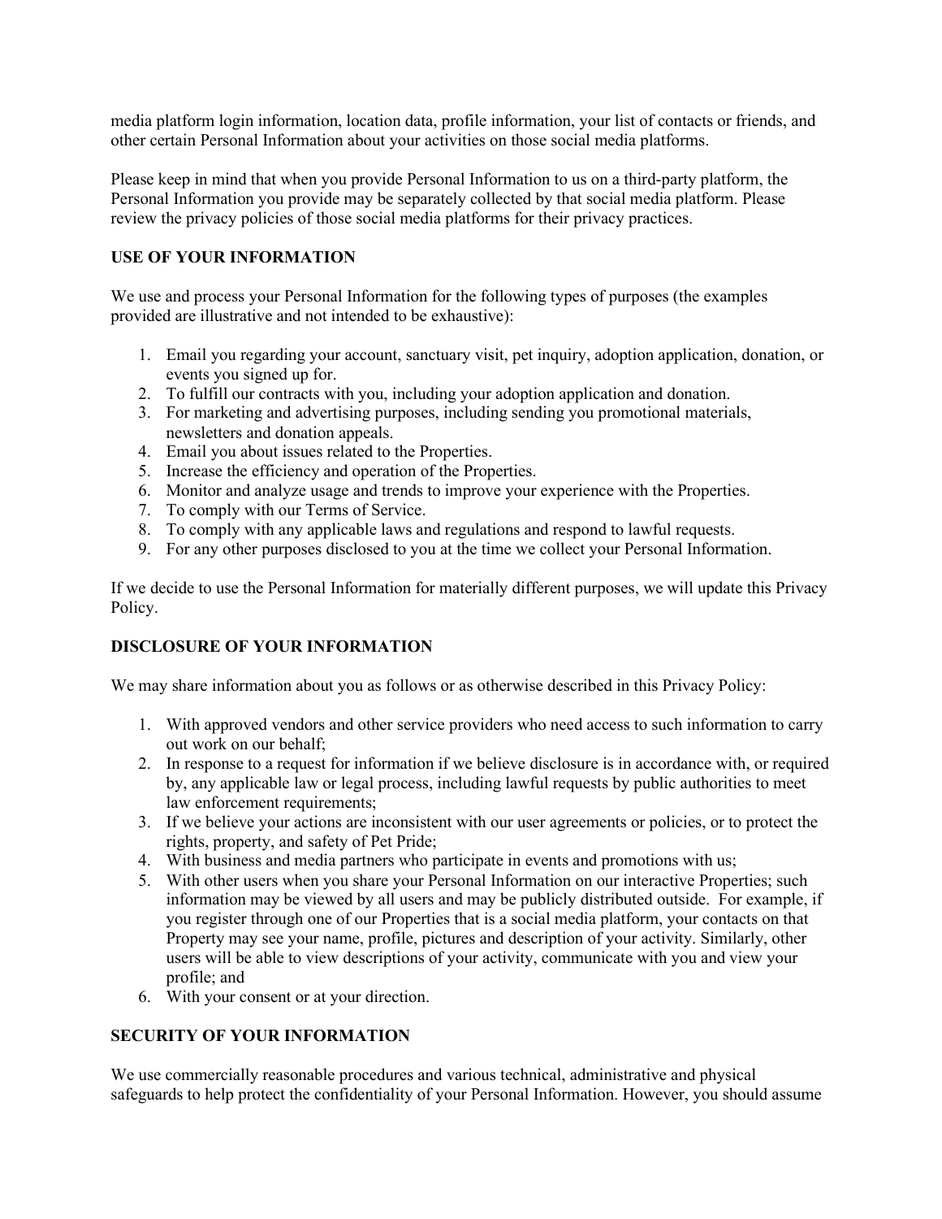media platform login information, location data, profile information, your list of contacts or friends, and other certain Personal Information about your activities on those social media platforms.

Please keep in mind that when you provide Personal Information to us on a third-party platform, the Personal Information you provide may be separately collected by that social media platform. Please review the privacy policies of those social media platforms for their privacy practices.

**USE OF YOUR INFORMATION**

We use and process your Personal Information for the following types of purposes (the examples provided are illustrative and not intended to be exhaustive):

1. Email you regarding your account, sanctuary visit, pet inquiry, adoption application, donation, or events you signed up for.
2. To fulfill our contracts with you, including your adoption application and donation.
3. For marketing and advertising purposes, including sending you promotional materials, newsletters and donation appeals.
4. Email you about issues related to the Properties.
5. Increase the efficiency and operation of the Properties.
6. Monitor and analyze usage and trends to improve your experience with the Properties.
7. To comply with our Terms of Service.
8. To comply with any applicable laws and regulations and respond to lawful requests.
9. For any other purposes disclosed to you at the time we collect your Personal Information.

If we decide to use the Personal Information for materially different purposes, we will update this Privacy Policy.

**DISCLOSURE OF YOUR INFORMATION**

We may share information about you as follows or as otherwise described in this Privacy Policy:

1. With approved vendors and other service providers who need access to such information to carry out work on our behalf;
2. In response to a request for information if we believe disclosure is in accordance with, or required by, any applicable law or legal process, including lawful requests by public authorities to meet law enforcement requirements;
3. If we believe your actions are inconsistent with our user agreements or policies, or to protect the rights, property, and safety of Pet Pride;
4. With business and media partners who participate in events and promotions with us;
5. With other users when you share your Personal Information on our interactive Properties; such information may be viewed by all users and may be publicly distributed outside. For example, if you register through one of our Properties that is a social media platform, your contacts on that Property may see your name, profile, pictures and description of your activity. Similarly, other users will be able to view descriptions of your activity, communicate with you and view your profile; and
6. With your consent or at your direction.

**SECURITY OF YOUR INFORMATION**

We use commercially reasonable procedures and various technical, administrative and physical safeguards to help protect the confidentiality of your Personal Information. However, you should assume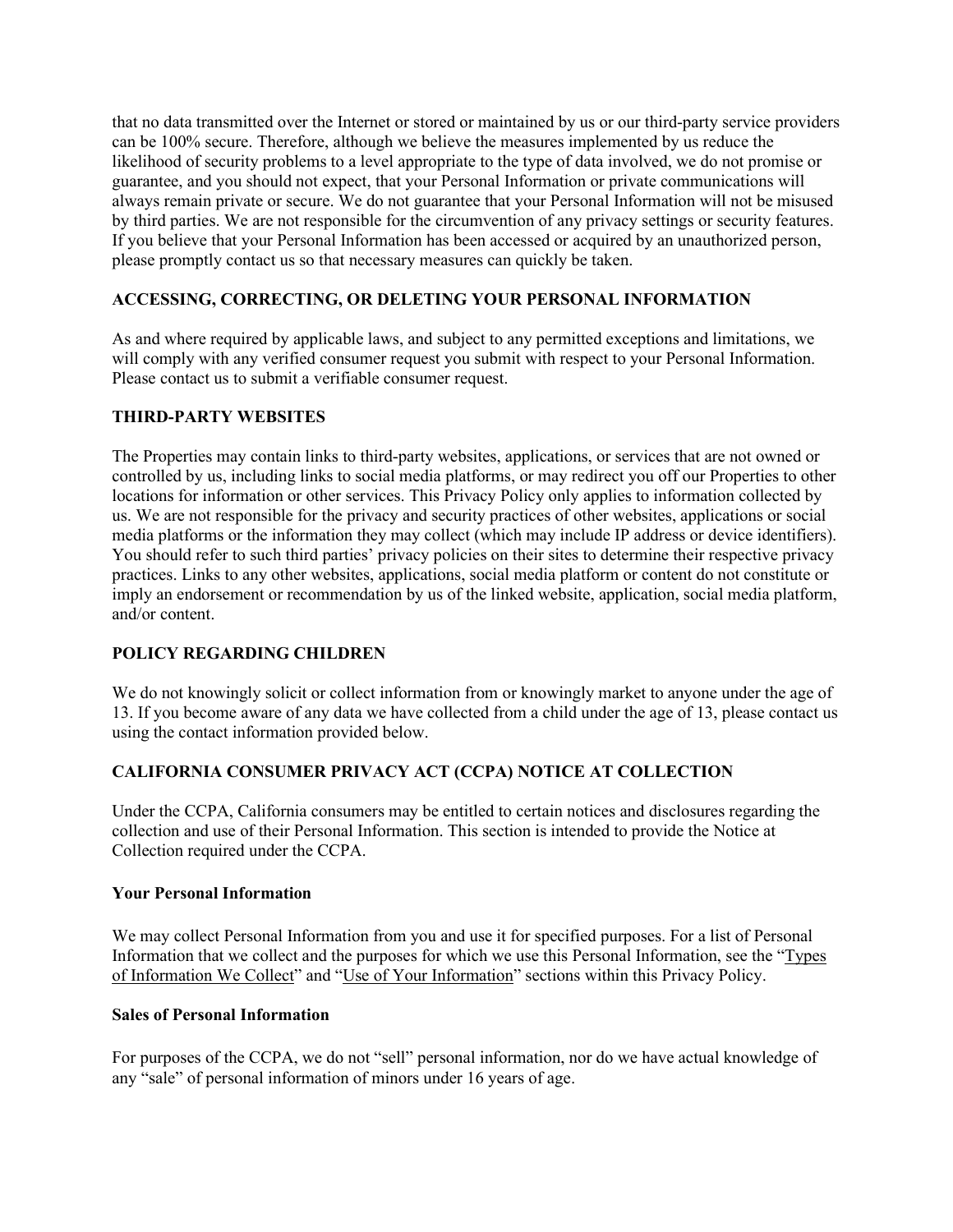that no data transmitted over the Internet or stored or maintained by us or our third-party service providers can be 100% secure. Therefore, although we believe the measures implemented by us reduce the likelihood of security problems to a level appropriate to the type of data involved, we do not promise or guarantee, and you should not expect, that your Personal Information or private communications will always remain private or secure. We do not guarantee that your Personal Information will not be misused by third parties. We are not responsible for the circumvention of any privacy settings or security features. If you believe that your Personal Information has been accessed or acquired by an unauthorized person, please promptly contact us so that necessary measures can quickly be taken.

## ACCESSING, CORRECTING, OR DELETING YOUR PERSONAL INFORMATION

As and where required by applicable laws, and subject to any permitted exceptions and limitations, we will comply with any verified consumer request you submit with respect to your Personal Information. Please contact us to submit a verifiable consumer request.

## THIRD-PARTY WEBSITES

The Properties may contain links to third-party websites, applications, or services that are not owned or controlled by us, including links to social media platforms, or may redirect you off our Properties to other locations for information or other services. This Privacy Policy only applies to information collected by us. We are not responsible for the privacy and security practices of other websites, applications or social media platforms or the information they may collect (which may include IP address or device identifiers). You should refer to such third parties' privacy policies on their sites to determine their respective privacy practices. Links to any other websites, applications, social media platform or content do not constitute or imply an endorsement or recommendation by us of the linked website, application, social media platform, and/or content.

## POLICY REGARDING CHILDREN

We do not knowingly solicit or collect information from or knowingly market to anyone under the age of 13. If you become aware of any data we have collected from a child under the age of 13, please contact us using the contact information provided below.

## CALIFORNIA CONSUMER PRIVACY ACT (CCPA) NOTICE AT COLLECTION

Under the CCPA, California consumers may be entitled to certain notices and disclosures regarding the collection and use of their Personal Information. This section is intended to provide the Notice at Collection required under the CCPA.

### Your Personal Information

We may collect Personal Information from you and use it for specified purposes. For a list of Personal Information that we collect and the purposes for which we use this Personal Information, see the "Types of Information We Collect" and "Use of Your Information" sections within this Privacy Policy.

### Sales of Personal Information

For purposes of the CCPA, we do not "sell" personal information, nor do we have actual knowledge of any "sale" of personal information of minors under 16 years of age.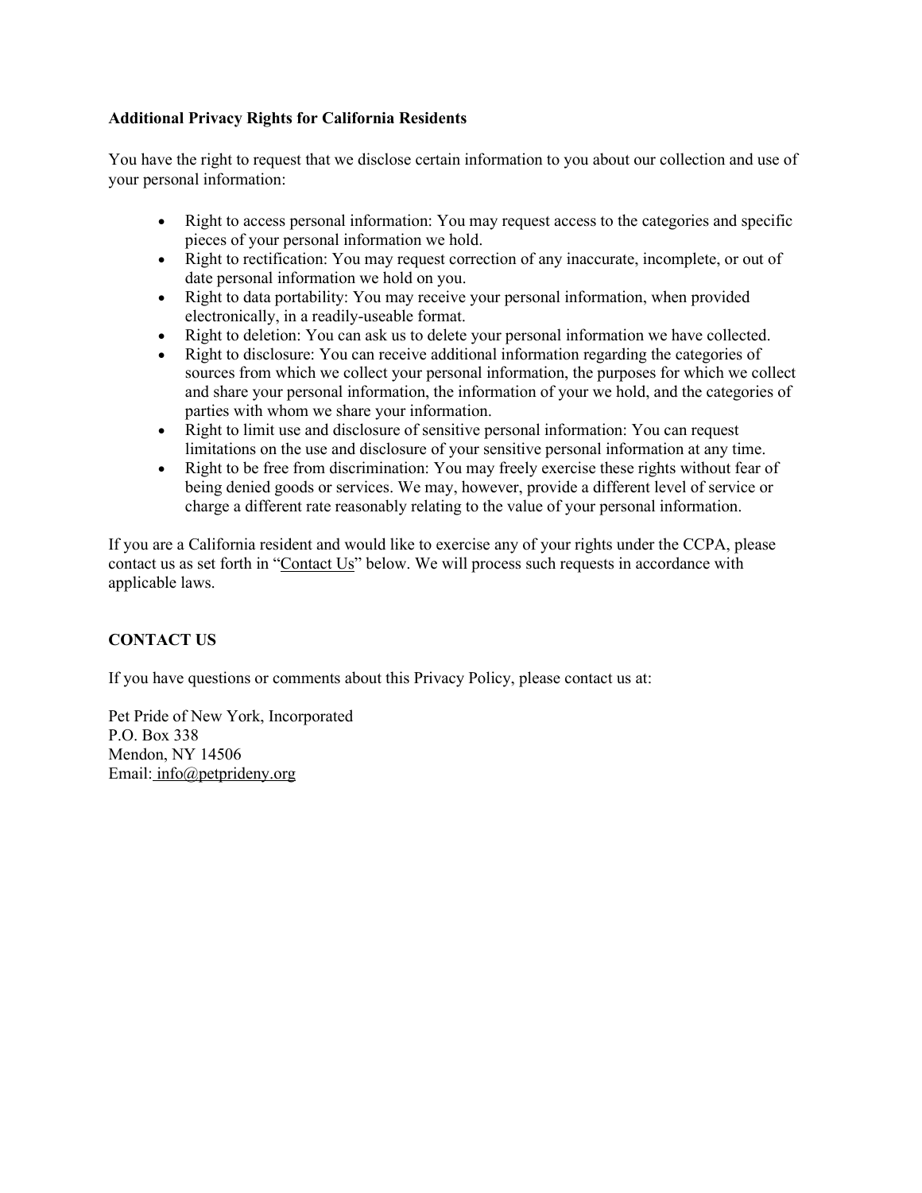**Additional Privacy Rights for California Residents**

You have the right to request that we disclose certain information to you about our collection and use of your personal information:

- Right to access personal information: You may request access to the categories and specific pieces of your personal information we hold.
- Right to rectification: You may request correction of any inaccurate, incomplete, or out of date personal information we hold on you.
- Right to data portability: You may receive your personal information, when provided electronically, in a readily-useable format.
- Right to deletion: You can ask us to delete your personal information we have collected.
- Right to disclosure: You can receive additional information regarding the categories of sources from which we collect your personal information, the purposes for which we collect and share your personal information, the information of your we hold, and the categories of parties with whom we share your information.
- Right to limit use and disclosure of sensitive personal information: You can request limitations on the use and disclosure of your sensitive personal information at any time.
- Right to be free from discrimination: You may freely exercise these rights without fear of being denied goods or services. We may, however, provide a different level of service or charge a different rate reasonably relating to the value of your personal information.

If you are a California resident and would like to exercise any of your rights under the CCPA, please contact us as set forth in "Contact Us" below. We will process such requests in accordance with applicable laws.

**CONTACT US**

If you have questions or comments about this Privacy Policy, please contact us at:

Pet Pride of New York, Incorporated
P.O. Box 338
Mendon, NY 14506
Email: info@petprideny.org